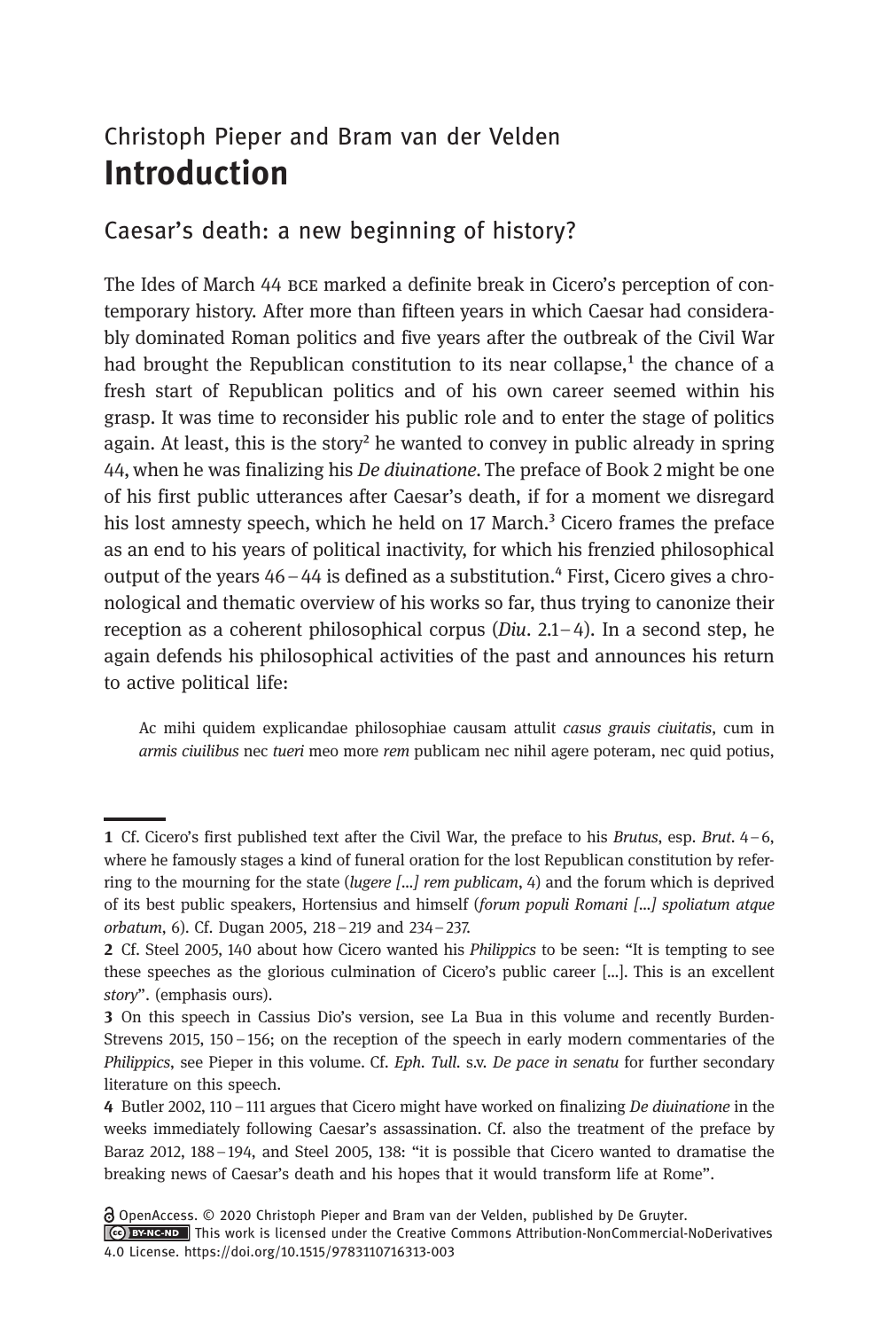Christoph Pieper and Bram van der Velden

# Introduction

## Caesar's death: a new beginning of history?

The Ides of March 44 BCE marked a definite break in Cicero's perception of contemporary history. After more than fifteen years in which Caesar had considerably dominated Roman politics and five years after the outbreak of the Civil War had brought the Republican constitution to its near collapse,[1] the chance of a fresh start of Republican politics and of his own career seemed within his grasp. It was time to reconsider his public role and to enter the stage of politics again. At least, this is the story[2] he wanted to convey in public already in spring 44, when he was finalizing his *De diuinatione*. The preface of Book 2 might be one of his first public utterances after Caesar's death, if for a moment we disregard his lost amnesty speech, which he held on 17 March.[3] Cicero frames the preface as an end to his years of political inactivity, for which his frenzied philosophical output of the years 46–44 is defined as a substitution.[4] First, Cicero gives a chronological and thematic overview of his works so far, thus trying to canonize their reception as a coherent philosophical corpus (*Diu*. 2.1–4). In a second step, he again defends his philosophical activities of the past and announces his return to active political life:

> Ac mihi quidem explicandae philosophiae causam attulit *casus grauis ciuitatis*, cum in *armis ciuilibus* nec *tueri* meo more *rem* publicam nec nihil agere poteram, nec quid potius,

---

**1** Cf. Cicero's first published text after the Civil War, the preface to his *Brutus*, esp. *Brut*. 4–6, where he famously stages a kind of funeral oration for the lost Republican constitution by referring to the mourning for the state (*lugere [...] rem publicam*, 4) and the forum which is deprived of its best public speakers, Hortensius and himself (*forum populi Romani [...] spoliatum atque orbatum*, 6). Cf. Dugan 2005, 218–219 and 234–237.

**2** Cf. Steel 2005, 140 about how Cicero wanted his *Philippics* to be seen: "It is tempting to see these speeches as the glorious culmination of Cicero's public career [...]. This is an excellent *story*". (emphasis ours).

**3** On this speech in Cassius Dio's version, see La Bua in this volume and recently Burden-Strevens 2015, 150–156; on the reception of the speech in early modern commentaries of the *Philippics*, see Pieper in this volume. Cf. *Eph. Tull.* s.v. *De pace in senatu* for further secondary literature on this speech.

**4** Butler 2002, 110–111 argues that Cicero might have worked on finalizing *De diuinatione* in the weeks immediately following Caesar's assassination. Cf. also the treatment of the preface by Baraz 2012, 188–194, and Steel 2005, 138: "it is possible that Cicero wanted to dramatise the breaking news of Caesar's death and his hopes that it would transform life at Rome".

OpenAccess. © 2020 Christoph Pieper and Bram van der Velden, published by De Gruyter. This work is licensed under the Creative Commons Attribution-NonCommercial-NoDerivatives 4.0 License. https://doi.org/10.1515/9783110716313-003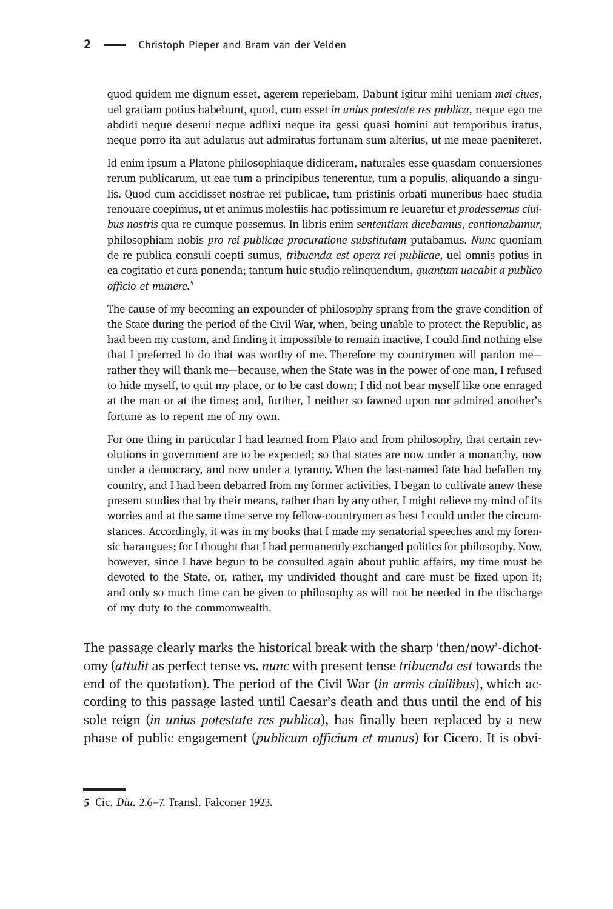quod quidem me dignum esset, agerem reperiebam. Dabunt igitur mihi ueniam *mei ciues*, uel gratiam potius habebunt, quod, cum esset *in unius potestate res publica*, neque ego me abdidi neque deserui neque adflixi neque ita gessi quasi homini aut temporibus iratus, neque porro ita aut adulatus aut admiratus fortunam sum alterius, ut me meae paeniteret.

Id enim ipsum a Platone philosophiaque didiceram, naturales esse quasdam conuersiones rerum publicarum, ut eae tum a principibus tenerentur, tum a populis, aliquando a singulis. Quod cum accidisset nostrae rei publicae, tum pristinis orbati muneribus haec studia renouare coepimus, ut et animus molestiis hac potissimum re leuaretur et *prodessemus ciuibus nostris* qua re cumque possemus. In libris enim *sententiam dicebamus*, *contionabamur*, philosophiam nobis *pro rei publicae procuratione substitutam* putabamus. *Nunc* quoniam de re publica consuli coepti sumus, *tribuenda est opera rei publicae*, uel omnis potius in ea cogitatio et cura ponenda; tantum huic studio relinquendum, *quantum uacabit a publico officio et munere*.[5]

The cause of my becoming an expounder of philosophy sprang from the grave condition of the State during the period of the Civil War, when, being unable to protect the Republic, as had been my custom, and finding it impossible to remain inactive, I could find nothing else that I preferred to do that was worthy of me. Therefore my countrymen will pardon me—rather they will thank me—because, when the State was in the power of one man, I refused to hide myself, to quit my place, or to be cast down; I did not bear myself like one enraged at the man or at the times; and, further, I neither so fawned upon nor admired another's fortune as to repent me of my own.

For one thing in particular I had learned from Plato and from philosophy, that certain revolutions in government are to be expected; so that states are now under a monarchy, now under a democracy, and now under a tyranny. When the last-named fate had befallen my country, and I had been debarred from my former activities, I began to cultivate anew these present studies that by their means, rather than by any other, I might relieve my mind of its worries and at the same time serve my fellow-countrymen as best I could under the circumstances. Accordingly, it was in my books that I made my senatorial speeches and my forensic harangues; for I thought that I had permanently exchanged politics for philosophy. Now, however, since I have begun to be consulted again about public affairs, my time must be devoted to the State, or, rather, my undivided thought and care must be fixed upon it; and only so much time can be given to philosophy as will not be needed in the discharge of my duty to the commonwealth.

The passage clearly marks the historical break with the sharp 'then/now'-dichotomy (*attulit* as perfect tense vs. *nunc* with present tense *tribuenda est* towards the end of the quotation). The period of the Civil War (*in armis ciuilibus*), which according to this passage lasted until Caesar's death and thus until the end of his sole reign (*in unius potestate res publica*), has finally been replaced by a new phase of public engagement (*publicum officium et munus*) for Cicero. It is obvi-

5 Cic. *Diu.* 2.6–7. Transl. Falconer 1923.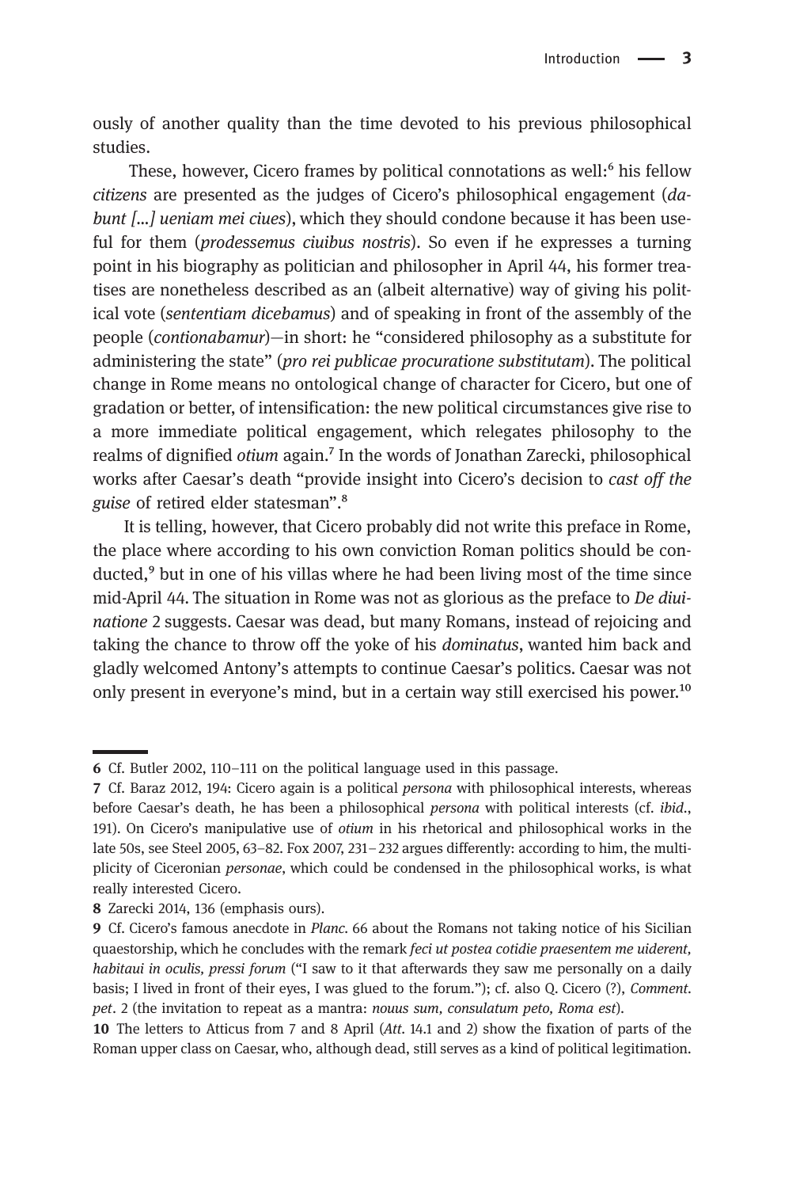ously of another quality than the time devoted to his previous philosophical studies.

These, however, Cicero frames by political connotations as well:[6] his fellow *citizens* are presented as the judges of Cicero's philosophical engagement (*dabunt [...] ueniam mei ciues*), which they should condone because it has been useful for them (*prodessemus ciuibus nostris*). So even if he expresses a turning point in his biography as politician and philosopher in April 44, his former treatises are nonetheless described as an (albeit alternative) way of giving his political vote (*sententiam dicebamus*) and of speaking in front of the assembly of the people (*contionabamur*)—in short: he "considered philosophy as a substitute for administering the state" (*pro rei publicae procuratione substitutam*). The political change in Rome means no ontological change of character for Cicero, but one of gradation or better, of intensification: the new political circumstances give rise to a more immediate political engagement, which relegates philosophy to the realms of dignified *otium* again.[7] In the words of Jonathan Zarecki, philosophical works after Caesar's death "provide insight into Cicero's decision to *cast off the guise* of retired elder statesman".[8]

It is telling, however, that Cicero probably did not write this preface in Rome, the place where according to his own conviction Roman politics should be conducted,[9] but in one of his villas where he had been living most of the time since mid-April 44. The situation in Rome was not as glorious as the preface to *De diuinatione* 2 suggests. Caesar was dead, but many Romans, instead of rejoicing and taking the chance to throw off the yoke of his *dominatus*, wanted him back and gladly welcomed Antony's attempts to continue Caesar's politics. Caesar was not only present in everyone's mind, but in a certain way still exercised his power.[10]

---

**6** Cf. Butler 2002, 110–111 on the political language used in this passage.

**7** Cf. Baraz 2012, 194: Cicero again is a political *persona* with philosophical interests, whereas before Caesar's death, he has been a philosophical *persona* with political interests (cf. *ibid*., 191). On Cicero's manipulative use of *otium* in his rhetorical and philosophical works in the late 50s, see Steel 2005, 63–82. Fox 2007, 231–232 argues differently: according to him, the multiplicity of Ciceronian *personae*, which could be condensed in the philosophical works, is what really interested Cicero.

**8** Zarecki 2014, 136 (emphasis ours).

**9** Cf. Cicero's famous anecdote in *Planc*. 66 about the Romans not taking notice of his Sicilian quaestorship, which he concludes with the remark *feci ut postea cotidie praesentem me uiderent, habitaui in oculis, pressi forum* ("I saw to it that afterwards they saw me personally on a daily basis; I lived in front of their eyes, I was glued to the forum."); cf. also Q. Cicero (?), *Comment. pet*. 2 (the invitation to repeat as a mantra: *nouus sum, consulatum peto, Roma est*).

**10** The letters to Atticus from 7 and 8 April (*Att*. 14.1 and 2) show the fixation of parts of the Roman upper class on Caesar, who, although dead, still serves as a kind of political legitimation.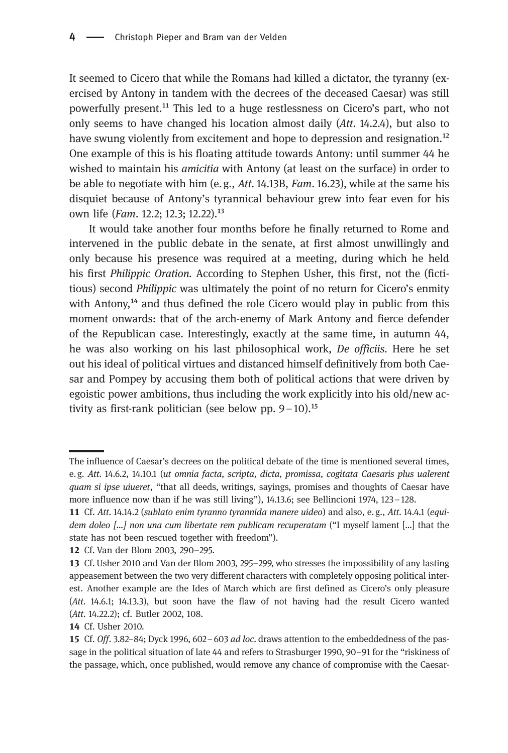It seemed to Cicero that while the Romans had killed a dictator, the tyranny (exercised by Antony in tandem with the decrees of the deceased Caesar) was still powerfully present.[11] This led to a huge restlessness on Cicero's part, who not only seems to have changed his location almost daily (*Att*. 14.2.4), but also to have swung violently from excitement and hope to depression and resignation.[12] One example of this is his floating attitude towards Antony: until summer 44 he wished to maintain his *amicitia* with Antony (at least on the surface) in order to be able to negotiate with him (e.g., *Att*. 14.13B, *Fam*. 16.23), while at the same his disquiet because of Antony's tyrannical behaviour grew into fear even for his own life (*Fam*. 12.2; 12.3; 12.22).[13]

It would take another four months before he finally returned to Rome and intervened in the public debate in the senate, at first almost unwillingly and only because his presence was required at a meeting, during which he held his first *Philippic Oration*. According to Stephen Usher, this first, not the (fictitious) second *Philippic* was ultimately the point of no return for Cicero's enmity with Antony,[14] and thus defined the role Cicero would play in public from this moment onwards: that of the arch-enemy of Mark Antony and fierce defender of the Republican case. Interestingly, exactly at the same time, in autumn 44, he was also working on his last philosophical work, *De officiis*. Here he set out his ideal of political virtues and distanced himself definitively from both Caesar and Pompey by accusing them both of political actions that were driven by egoistic power ambitions, thus including the work explicitly into his old/new activity as first-rank politician (see below pp. 9–10).[15]

---

The influence of Caesar's decrees on the political debate of the time is mentioned several times, e.g. *Att*. 14.6.2, 14.10.1 (*ut omnia facta, scripta, dicta, promissa, cogitata Caesaris plus ualerent quam si ipse uiueret*, "that all deeds, writings, sayings, promises and thoughts of Caesar have more influence now than if he was still living"), 14.13.6; see Bellincioni 1974, 123–128.

11 Cf. *Att*. 14.14.2 (*sublato enim tyranno tyrannida manere uideo*) and also, e.g., *Att*. 14.4.1 (*equidem doleo […] non una cum libertate rem publicam recuperatam* ("I myself lament […] that the state has not been rescued together with freedom").

12 Cf. Van der Blom 2003, 290–295.

13 Cf. Usher 2010 and Van der Blom 2003, 295–299, who stresses the impossibility of any lasting appeasement between the two very different characters with completely opposing political interest. Another example are the Ides of March which are first defined as Cicero's only pleasure (*Att*. 14.6.1; 14.13.3), but soon have the flaw of not having had the result Cicero wanted (*Att*. 14.22.2); cf. Butler 2002, 108.

14 Cf. Usher 2010.

15 Cf. *Off*. 3.82–84; Dyck 1996, 602–603 *ad loc*. draws attention to the embeddedness of the passage in the political situation of late 44 and refers to Strasburger 1990, 90–91 for the "riskiness of the passage, which, once published, would remove any chance of compromise with the Caesar-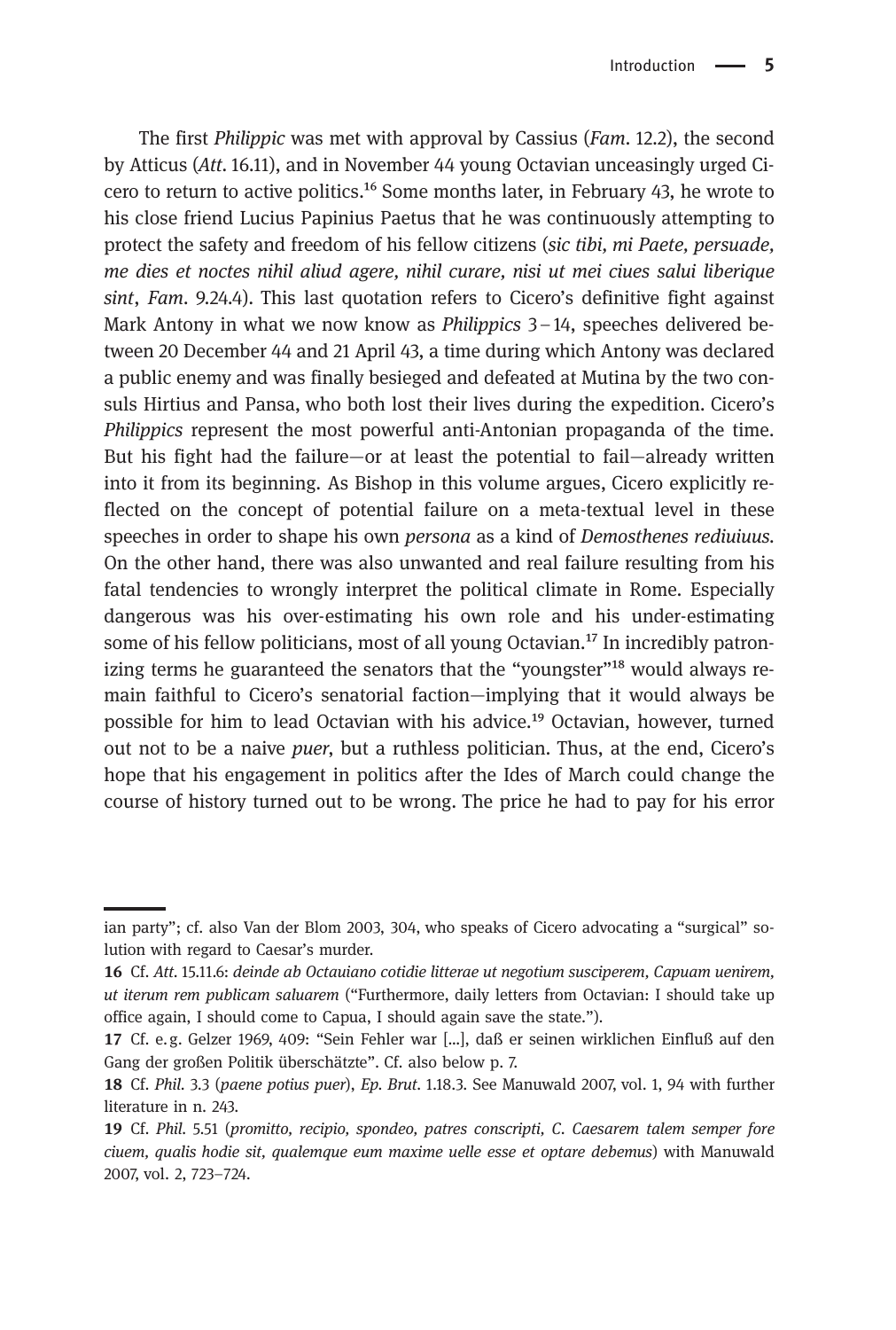The first *Philippic* was met with approval by Cassius (*Fam*. 12.2), the second by Atticus (*Att*. 16.11), and in November 44 young Octavian unceasingly urged Cicero to return to active politics.[16] Some months later, in February 43, he wrote to his close friend Lucius Papinius Paetus that he was continuously attempting to protect the safety and freedom of his fellow citizens (*sic tibi, mi Paete, persuade, me dies et noctes nihil aliud agere, nihil curare, nisi ut mei ciues salui liberique sint*, *Fam*. 9.24.4). This last quotation refers to Cicero's definitive fight against Mark Antony in what we now know as *Philippics* 3–14, speeches delivered between 20 December 44 and 21 April 43, a time during which Antony was declared a public enemy and was finally besieged and defeated at Mutina by the two consuls Hirtius and Pansa, who both lost their lives during the expedition. Cicero's *Philippics* represent the most powerful anti-Antonian propaganda of the time. But his fight had the failure—or at least the potential to fail—already written into it from its beginning. As Bishop in this volume argues, Cicero explicitly reflected on the concept of potential failure on a meta-textual level in these speeches in order to shape his own *persona* as a kind of *Demosthenes rediuiuus*. On the other hand, there was also unwanted and real failure resulting from his fatal tendencies to wrongly interpret the political climate in Rome. Especially dangerous was his over-estimating his own role and his under-estimating some of his fellow politicians, most of all young Octavian.[17] In incredibly patronizing terms he guaranteed the senators that the "youngster"[18] would always remain faithful to Cicero's senatorial faction—implying that it would always be possible for him to lead Octavian with his advice.[19] Octavian, however, turned out not to be a naive *puer*, but a ruthless politician. Thus, at the end, Cicero's hope that his engagement in politics after the Ides of March could change the course of history turned out to be wrong. The price he had to pay for his error

---

ian party"; cf. also Van der Blom 2003, 304, who speaks of Cicero advocating a "surgical" solution with regard to Caesar's murder.

**16** Cf. *Att*. 15.11.6: *deinde ab Octauiano cotidie litterae ut negotium susciperem, Capuam uenirem, ut iterum rem publicam saluarem* ("Furthermore, daily letters from Octavian: I should take up office again, I should come to Capua, I should again save the state.").

**17** Cf. e.g. Gelzer 1969, 409: "Sein Fehler war [...], daß er seinen wirklichen Einfluß auf den Gang der großen Politik überschätzte". Cf. also below p. 7.

**18** Cf. *Phil*. 3.3 (*paene potius puer*), *Ep. Brut*. 1.18.3. See Manuwald 2007, vol. 1, 94 with further literature in n. 243.

**19** Cf. *Phil*. 5.51 (*promitto, recipio, spondeo, patres conscripti, C. Caesarem talem semper fore ciuem, qualis hodie sit, qualemque eum maxime uelle esse et optare debemus*) with Manuwald 2007, vol. 2, 723–724.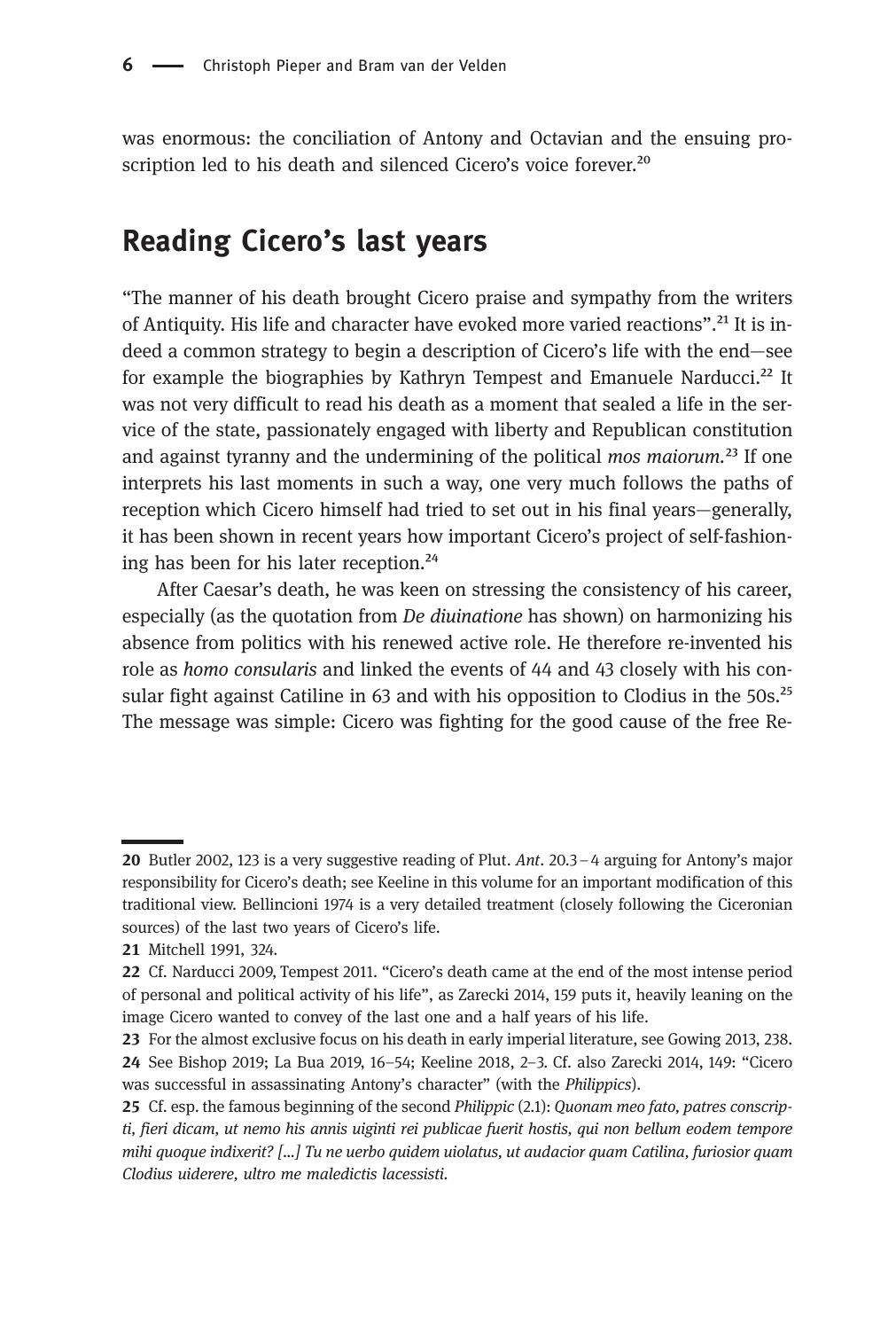was enormous: the conciliation of Antony and Octavian and the ensuing proscription led to his death and silenced Cicero's voice forever.[20]

## Reading Cicero's last years

"The manner of his death brought Cicero praise and sympathy from the writers of Antiquity. His life and character have evoked more varied reactions".[21] It is indeed a common strategy to begin a description of Cicero's life with the end—see for example the biographies by Kathryn Tempest and Emanuele Narducci.[22] It was not very difficult to read his death as a moment that sealed a life in the service of the state, passionately engaged with liberty and Republican constitution and against tyranny and the undermining of the political *mos maiorum*.[23] If one interprets his last moments in such a way, one very much follows the paths of reception which Cicero himself had tried to set out in his final years—generally, it has been shown in recent years how important Cicero's project of self-fashioning has been for his later reception.[24]

After Caesar's death, he was keen on stressing the consistency of his career, especially (as the quotation from *De diuinatione* has shown) on harmonizing his absence from politics with his renewed active role. He therefore re-invented his role as *homo consularis* and linked the events of 44 and 43 closely with his consular fight against Catiline in 63 and with his opposition to Clodius in the 50s.[25] The message was simple: Cicero was fighting for the good cause of the free Re-

---

**20** Butler 2002, 123 is a very suggestive reading of Plut. *Ant*. 20.3–4 arguing for Antony's major responsibility for Cicero's death; see Keeline in this volume for an important modification of this traditional view. Bellincioni 1974 is a very detailed treatment (closely following the Ciceronian sources) of the last two years of Cicero's life.

**21** Mitchell 1991, 324.

**22** Cf. Narducci 2009, Tempest 2011. "Cicero's death came at the end of the most intense period of personal and political activity of his life", as Zarecki 2014, 159 puts it, heavily leaning on the image Cicero wanted to convey of the last one and a half years of his life.

**23** For the almost exclusive focus on his death in early imperial literature, see Gowing 2013, 238.

**24** See Bishop 2019; La Bua 2019, 16–54; Keeline 2018, 2–3. Cf. also Zarecki 2014, 149: "Cicero was successful in assassinating Antony's character" (with the *Philippics*).

**25** Cf. esp. the famous beginning of the second *Philippic* (2.1): *Quonam meo fato, patres conscripti, fieri dicam, ut nemo his annis uiginti rei publicae fuerit hostis, qui non bellum eodem tempore mihi quoque indixerit? [...] Tu ne uerbo quidem uiolatus, ut audacior quam Catilina, furiosior quam Clodius uiderere, ultro me maledictis lacessisti.*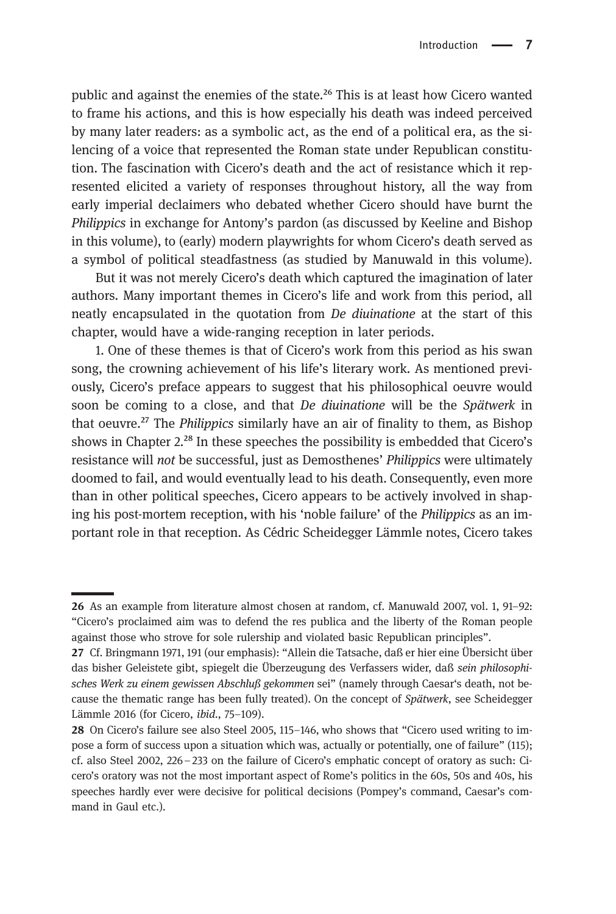public and against the enemies of the state.[26] This is at least how Cicero wanted to frame his actions, and this is how especially his death was indeed perceived by many later readers: as a symbolic act, as the end of a political era, as the silencing of a voice that represented the Roman state under Republican constitution. The fascination with Cicero's death and the act of resistance which it represented elicited a variety of responses throughout history, all the way from early imperial declaimers who debated whether Cicero should have burnt the *Philippics* in exchange for Antony's pardon (as discussed by Keeline and Bishop in this volume), to (early) modern playwrights for whom Cicero's death served as a symbol of political steadfastness (as studied by Manuwald in this volume).

But it was not merely Cicero's death which captured the imagination of later authors. Many important themes in Cicero's life and work from this period, all neatly encapsulated in the quotation from *De diuinatione* at the start of this chapter, would have a wide-ranging reception in later periods.

1. One of these themes is that of Cicero's work from this period as his swan song, the crowning achievement of his life's literary work. As mentioned previously, Cicero's preface appears to suggest that his philosophical oeuvre would soon be coming to a close, and that *De diuinatione* will be the *Spätwerk* in that oeuvre.[27] The *Philippics* similarly have an air of finality to them, as Bishop shows in Chapter 2.[28] In these speeches the possibility is embedded that Cicero's resistance will *not* be successful, just as Demosthenes' *Philippics* were ultimately doomed to fail, and would eventually lead to his death. Consequently, even more than in other political speeches, Cicero appears to be actively involved in shaping his post-mortem reception, with his 'noble failure' of the *Philippics* as an important role in that reception. As Cédric Scheidegger Lämmle notes, Cicero takes

---

**26** As an example from literature almost chosen at random, cf. Manuwald 2007, vol. 1, 91–92: "Cicero's proclaimed aim was to defend the res publica and the liberty of the Roman people against those who strove for sole rulership and violated basic Republican principles".

**27** Cf. Bringmann 1971, 191 (our emphasis): "Allein die Tatsache, daß er hier eine Übersicht über das bisher Geleistete gibt, spiegelt die Überzeugung des Verfassers wider, daß *sein philosophisches Werk zu einem gewissen Abschluß gekommen* sei" (namely through Caesar's death, not because the thematic range has been fully treated). On the concept of *Spätwerk*, see Scheidegger Lämmle 2016 (for Cicero, *ibid.*, 75–109).

**28** On Cicero's failure see also Steel 2005, 115–146, who shows that "Cicero used writing to impose a form of success upon a situation which was, actually or potentially, one of failure" (115); cf. also Steel 2002, 226–233 on the failure of Cicero's emphatic concept of oratory as such: Cicero's oratory was not the most important aspect of Rome's politics in the 60s, 50s and 40s, his speeches hardly ever were decisive for political decisions (Pompey's command, Caesar's command in Gaul etc.).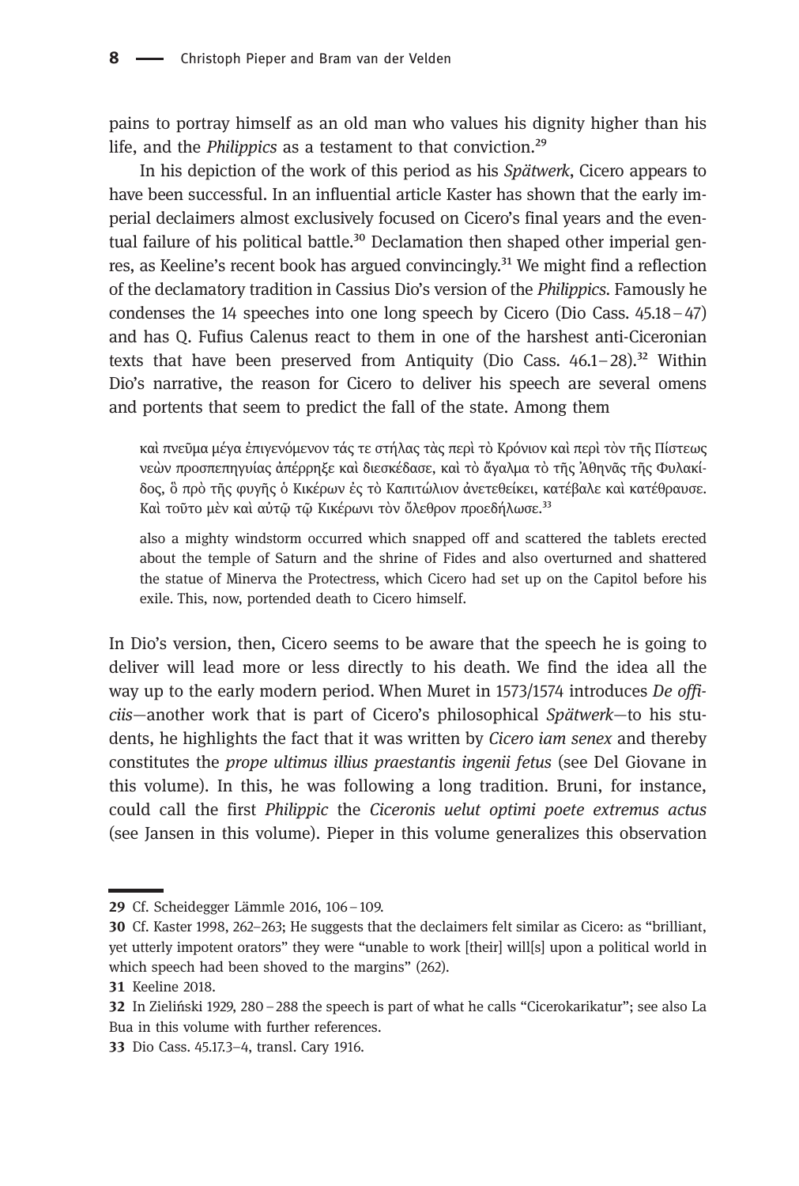pains to portray himself as an old man who values his dignity higher than his life, and the *Philippics* as a testament to that conviction.[29]

In his depiction of the work of this period as his *Spätwerk*, Cicero appears to have been successful. In an influential article Kaster has shown that the early imperial declaimers almost exclusively focused on Cicero's final years and the eventual failure of his political battle.[30] Declamation then shaped other imperial genres, as Keeline's recent book has argued convincingly.[31] We might find a reflection of the declamatory tradition in Cassius Dio's version of the *Philippics*. Famously he condenses the 14 speeches into one long speech by Cicero (Dio Cass. 45.18–47) and has Q. Fufius Calenus react to them in one of the harshest anti-Ciceronian texts that have been preserved from Antiquity (Dio Cass. 46.1–28).[32] Within Dio's narrative, the reason for Cicero to deliver his speech are several omens and portents that seem to predict the fall of the state. Among them

> καὶ πνεῦμα μέγα ἐπιγενόμενον τάς τε στήλας τὰς περὶ τὸ Κρόνιον καὶ περὶ τὸν τῆς Πίστεως νεὼν προσπεπηγυίας ἀπέρρηξε καὶ διεσκέδασε, καὶ τὸ ἄγαλμα τὸ τῆς Ἀθηνᾶς τῆς Φυλακίδος, ὃ πρὸ τῆς φυγῆς ὁ Κικέρων ἐς τὸ Καπιτώλιον ἀνετεθείκει, κατέβαλε καὶ κατέθραυσε. Καὶ τοῦτο μὲν καὶ αὐτῷ τῷ Κικέρωνι τὸν ὄλεθρον προεδήλωσε.[33]

> also a mighty windstorm occurred which snapped off and scattered the tablets erected about the temple of Saturn and the shrine of Fides and also overturned and shattered the statue of Minerva the Protectress, which Cicero had set up on the Capitol before his exile. This, now, portended death to Cicero himself.

In Dio's version, then, Cicero seems to be aware that the speech he is going to deliver will lead more or less directly to his death. We find the idea all the way up to the early modern period. When Muret in 1573/1574 introduces *De officiis*—another work that is part of Cicero's philosophical *Spätwerk*—to his students, he highlights the fact that it was written by *Cicero iam senex* and thereby constitutes the *prope ultimus illius praestantis ingenii fetus* (see Del Giovane in this volume). In this, he was following a long tradition. Bruni, for instance, could call the first *Philippic* the *Ciceronis uelut optimi poete extremus actus* (see Jansen in this volume). Pieper in this volume generalizes this observation

---

29 Cf. Scheidegger Lämmle 2016, 106–109.

30 Cf. Kaster 1998, 262–263; He suggests that the declaimers felt similar as Cicero: as "brilliant, yet utterly impotent orators" they were "unable to work [their] will[s] upon a political world in which speech had been shoved to the margins" (262).

31 Keeline 2018.

32 In Zieliński 1929, 280–288 the speech is part of what he calls "Cicerokarikatur"; see also La Bua in this volume with further references.

33 Dio Cass. 45.17.3–4, transl. Cary 1916.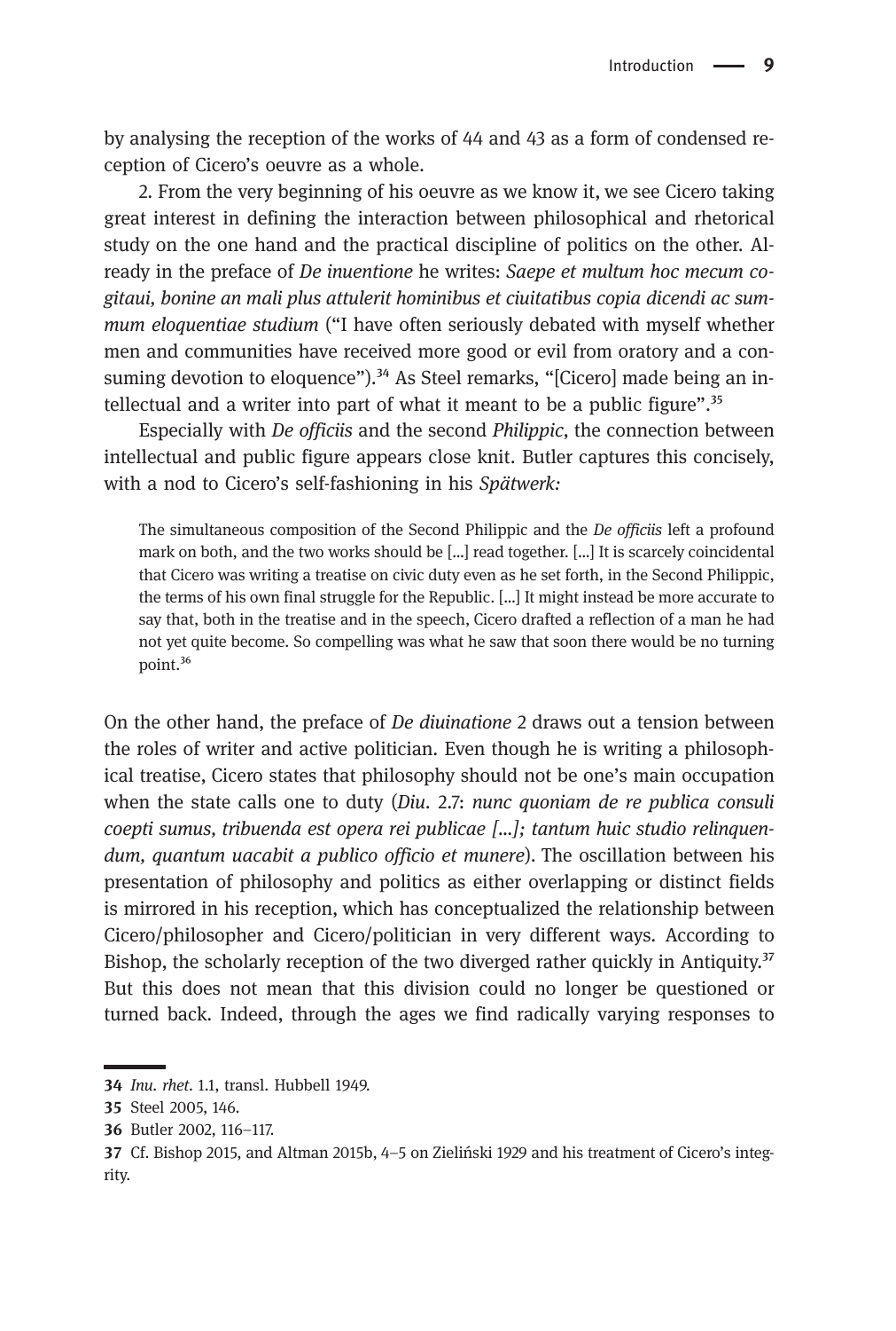by analysing the reception of the works of 44 and 43 as a form of condensed reception of Cicero's oeuvre as a whole.

2. From the very beginning of his oeuvre as we know it, we see Cicero taking great interest in defining the interaction between philosophical and rhetorical study on the one hand and the practical discipline of politics on the other. Already in the preface of *De inuentione* he writes: *Saepe et multum hoc mecum cogitaui, bonine an mali plus attulerit hominibus et ciuitatibus copia dicendi ac summum eloquentiae studium* ("I have often seriously debated with myself whether men and communities have received more good or evil from oratory and a consuming devotion to eloquence").[34] As Steel remarks, "[Cicero] made being an intellectual and a writer into part of what it meant to be a public figure".[35]

Especially with *De officiis* and the second *Philippic*, the connection between intellectual and public figure appears close knit. Butler captures this concisely, with a nod to Cicero's self-fashioning in his *Spätwerk:*

> The simultaneous composition of the Second Philippic and the *De officiis* left a profound mark on both, and the two works should be [...] read together. [...] It is scarcely coincidental that Cicero was writing a treatise on civic duty even as he set forth, in the Second Philippic, the terms of his own final struggle for the Republic. [...] It might instead be more accurate to say that, both in the treatise and in the speech, Cicero drafted a reflection of a man he had not yet quite become. So compelling was what he saw that soon there would be no turning point.[36]

On the other hand, the preface of *De diuinatione* 2 draws out a tension between the roles of writer and active politician. Even though he is writing a philosophical treatise, Cicero states that philosophy should not be one's main occupation when the state calls one to duty (*Diu.* 2.7: *nunc quoniam de re publica consuli coepti sumus, tribuenda est opera rei publicae [...]; tantum huic studio relinquendum, quantum uacabit a publico officio et munere*). The oscillation between his presentation of philosophy and politics as either overlapping or distinct fields is mirrored in his reception, which has conceptualized the relationship between Cicero/philosopher and Cicero/politician in very different ways. According to Bishop, the scholarly reception of the two diverged rather quickly in Antiquity.[37] But this does not mean that this division could no longer be questioned or turned back. Indeed, through the ages we find radically varying responses to

---

**34** *Inu. rhet.* 1.1, transl. Hubbell 1949.

**35** Steel 2005, 146.

**36** Butler 2002, 116–117.

**37** Cf. Bishop 2015, and Altman 2015b, 4–5 on Zieliński 1929 and his treatment of Cicero's integrity.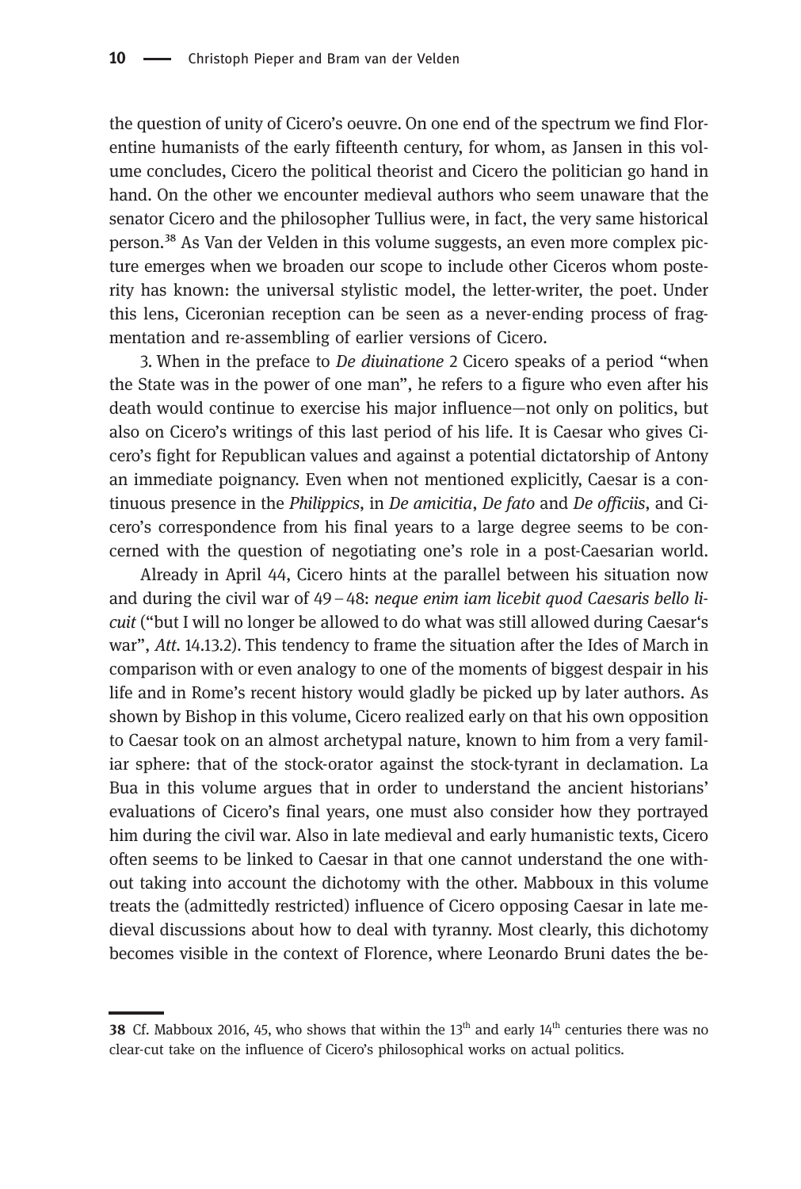the question of unity of Cicero's oeuvre. On one end of the spectrum we find Florentine humanists of the early fifteenth century, for whom, as Jansen in this volume concludes, Cicero the political theorist and Cicero the politician go hand in hand. On the other we encounter medieval authors who seem unaware that the senator Cicero and the philosopher Tullius were, in fact, the very same historical person.[38] As Van der Velden in this volume suggests, an even more complex picture emerges when we broaden our scope to include other Ciceros whom posterity has known: the universal stylistic model, the letter-writer, the poet. Under this lens, Ciceronian reception can be seen as a never-ending process of fragmentation and re-assembling of earlier versions of Cicero.

3. When in the preface to *De diuinatione* 2 Cicero speaks of a period "when the State was in the power of one man", he refers to a figure who even after his death would continue to exercise his major influence—not only on politics, but also on Cicero's writings of this last period of his life. It is Caesar who gives Cicero's fight for Republican values and against a potential dictatorship of Antony an immediate poignancy. Even when not mentioned explicitly, Caesar is a continuous presence in the *Philippics*, in *De amicitia*, *De fato* and *De officiis*, and Cicero's correspondence from his final years to a large degree seems to be concerned with the question of negotiating one's role in a post-Caesarian world.

Already in April 44, Cicero hints at the parallel between his situation now and during the civil war of 49 – 48: *neque enim iam licebit quod Caesaris bello licuit* ("but I will no longer be allowed to do what was still allowed during Caesar's war", *Att.* 14.13.2). This tendency to frame the situation after the Ides of March in comparison with or even analogy to one of the moments of biggest despair in his life and in Rome's recent history would gladly be picked up by later authors. As shown by Bishop in this volume, Cicero realized early on that his own opposition to Caesar took on an almost archetypal nature, known to him from a very familiar sphere: that of the stock-orator against the stock-tyrant in declamation. La Bua in this volume argues that in order to understand the ancient historians' evaluations of Cicero's final years, one must also consider how they portrayed him during the civil war. Also in late medieval and early humanistic texts, Cicero often seems to be linked to Caesar in that one cannot understand the one without taking into account the dichotomy with the other. Mabboux in this volume treats the (admittedly restricted) influence of Cicero opposing Caesar in late medieval discussions about how to deal with tyranny. Most clearly, this dichotomy becomes visible in the context of Florence, where Leonardo Bruni dates the be-

---

38 Cf. Mabboux 2016, 45, who shows that within the 13th and early 14th centuries there was no clear-cut take on the influence of Cicero's philosophical works on actual politics.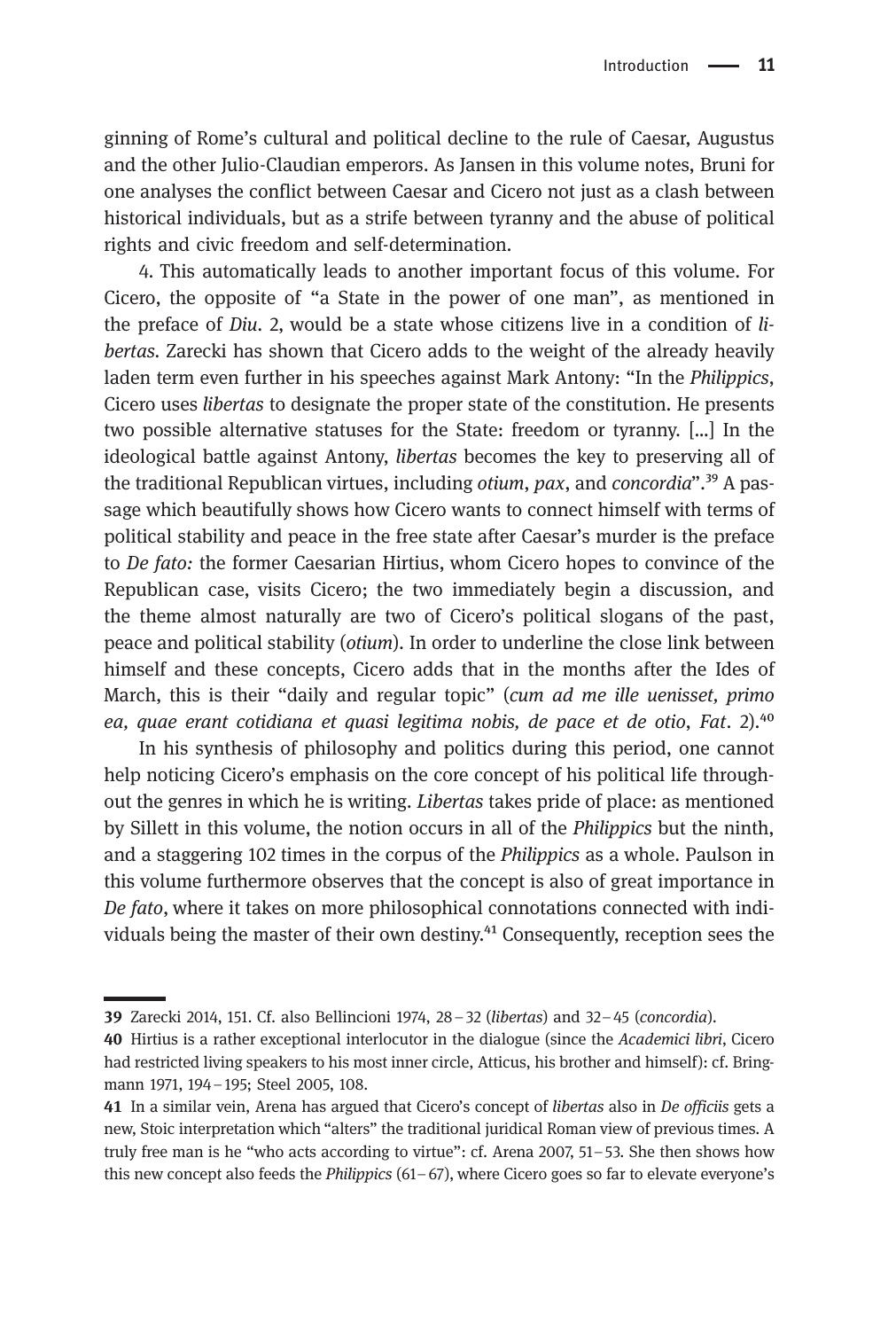ginning of Rome's cultural and political decline to the rule of Caesar, Augustus and the other Julio-Claudian emperors. As Jansen in this volume notes, Bruni for one analyses the conflict between Caesar and Cicero not just as a clash between historical individuals, but as a strife between tyranny and the abuse of political rights and civic freedom and self-determination.

4. This automatically leads to another important focus of this volume. For Cicero, the opposite of "a State in the power of one man", as mentioned in the preface of *Diu*. 2, would be a state whose citizens live in a condition of *libertas*. Zarecki has shown that Cicero adds to the weight of the already heavily laden term even further in his speeches against Mark Antony: "In the *Philippics*, Cicero uses *libertas* to designate the proper state of the constitution. He presents two possible alternative statuses for the State: freedom or tyranny. [...] In the ideological battle against Antony, *libertas* becomes the key to preserving all of the traditional Republican virtues, including *otium*, *pax*, and *concordia*".[39] A passage which beautifully shows how Cicero wants to connect himself with terms of political stability and peace in the free state after Caesar's murder is the preface to *De fato:* the former Caesarian Hirtius, whom Cicero hopes to convince of the Republican case, visits Cicero; the two immediately begin a discussion, and the theme almost naturally are two of Cicero's political slogans of the past, peace and political stability (*otium*). In order to underline the close link between himself and these concepts, Cicero adds that in the months after the Ides of March, this is their "daily and regular topic" (*cum ad me ille uenisset, primo ea, quae erant cotidiana et quasi legitima nobis, de pace et de otio*, *Fat*. 2).[40]

In his synthesis of philosophy and politics during this period, one cannot help noticing Cicero's emphasis on the core concept of his political life throughout the genres in which he is writing. *Libertas* takes pride of place: as mentioned by Sillett in this volume, the notion occurs in all of the *Philippics* but the ninth, and a staggering 102 times in the corpus of the *Philippics* as a whole. Paulson in this volume furthermore observes that the concept is also of great importance in *De fato*, where it takes on more philosophical connotations connected with individuals being the master of their own destiny.[41] Consequently, reception sees the

---

39 Zarecki 2014, 151. Cf. also Bellincioni 1974, 28–32 (*libertas*) and 32–45 (*concordia*).

40 Hirtius is a rather exceptional interlocutor in the dialogue (since the *Academici libri*, Cicero had restricted living speakers to his most inner circle, Atticus, his brother and himself): cf. Bringmann 1971, 194–195; Steel 2005, 108.

41 In a similar vein, Arena has argued that Cicero's concept of *libertas* also in *De officiis* gets a new, Stoic interpretation which "alters" the traditional juridical Roman view of previous times. A truly free man is he "who acts according to virtue": cf. Arena 2007, 51–53. She then shows how this new concept also feeds the *Philippics* (61–67), where Cicero goes so far to elevate everyone's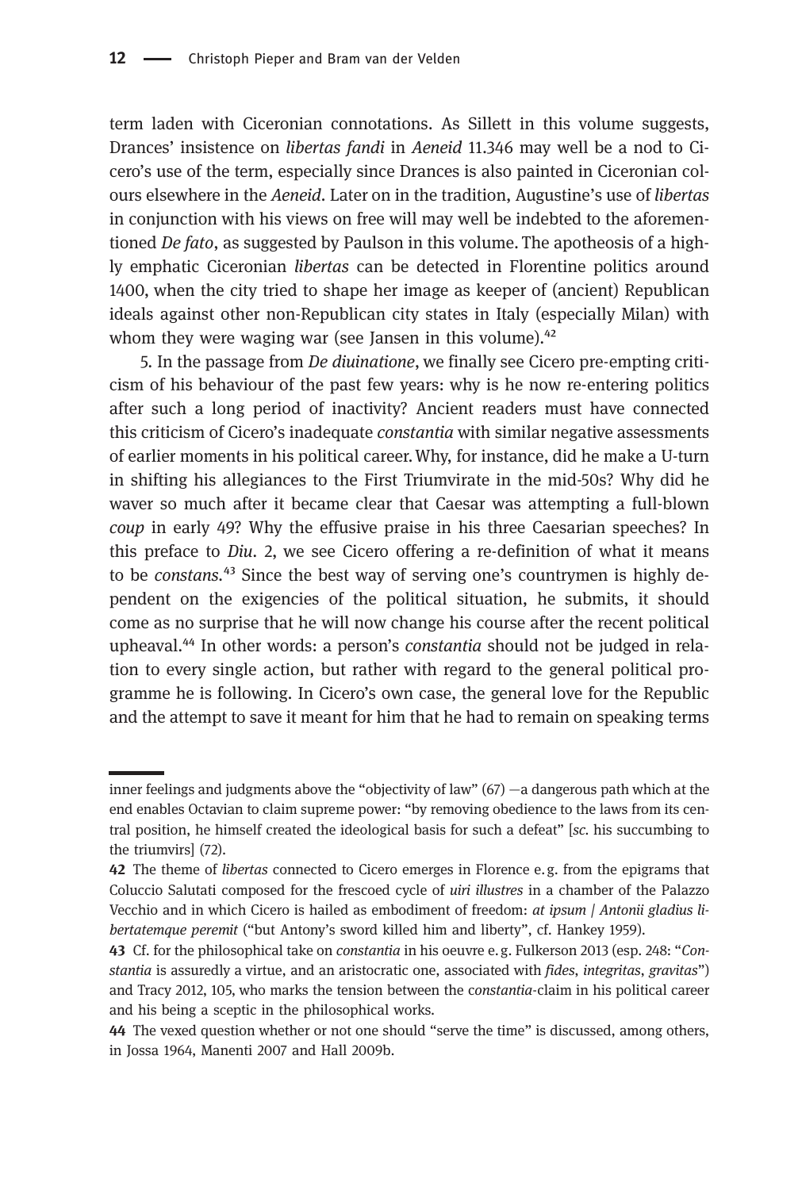term laden with Ciceronian connotations. As Sillett in this volume suggests, Drances' insistence on *libertas fandi* in *Aeneid* 11.346 may well be a nod to Cicero's use of the term, especially since Drances is also painted in Ciceronian colours elsewhere in the *Aeneid*. Later on in the tradition, Augustine's use of *libertas* in conjunction with his views on free will may well be indebted to the aforementioned *De fato*, as suggested by Paulson in this volume. The apotheosis of a highly emphatic Ciceronian *libertas* can be detected in Florentine politics around 1400, when the city tried to shape her image as keeper of (ancient) Republican ideals against other non-Republican city states in Italy (especially Milan) with whom they were waging war (see Jansen in this volume).[42]

5. In the passage from *De diuinatione*, we finally see Cicero pre-empting criticism of his behaviour of the past few years: why is he now re-entering politics after such a long period of inactivity? Ancient readers must have connected this criticism of Cicero's inadequate *constantia* with similar negative assessments of earlier moments in his political career. Why, for instance, did he make a U-turn in shifting his allegiances to the First Triumvirate in the mid-50s? Why did he waver so much after it became clear that Caesar was attempting a full-blown *coup* in early 49? Why the effusive praise in his three Caesarian speeches? In this preface to *Diu*. 2, we see Cicero offering a re-definition of what it means to be *constans*.[43] Since the best way of serving one's countrymen is highly dependent on the exigencies of the political situation, he submits, it should come as no surprise that he will now change his course after the recent political upheaval.[44] In other words: a person's *constantia* should not be judged in relation to every single action, but rather with regard to the general political programme he is following. In Cicero's own case, the general love for the Republic and the attempt to save it meant for him that he had to remain on speaking terms

---

inner feelings and judgments above the "objectivity of law" (67) —a dangerous path which at the end enables Octavian to claim supreme power: "by removing obedience to the laws from its central position, he himself created the ideological basis for such a defeat" [*sc.* his succumbing to the triumvirs] (72).

42 The theme of *libertas* connected to Cicero emerges in Florence e.g. from the epigrams that Coluccio Salutati composed for the frescoed cycle of *uiri illustres* in a chamber of the Palazzo Vecchio and in which Cicero is hailed as embodiment of freedom: *at ipsum / Antonii gladius libertatemque peremit* ("but Antony's sword killed him and liberty", cf. Hankey 1959).

43 Cf. for the philosophical take on *constantia* in his oeuvre e.g. Fulkerson 2013 (esp. 248: "*Constantia* is assuredly a virtue, and an aristocratic one, associated with *fides*, *integritas*, *gravitas*") and Tracy 2012, 105, who marks the tension between the c*onstantia*-claim in his political career and his being a sceptic in the philosophical works.

44 The vexed question whether or not one should "serve the time" is discussed, among others, in Jossa 1964, Manenti 2007 and Hall 2009b.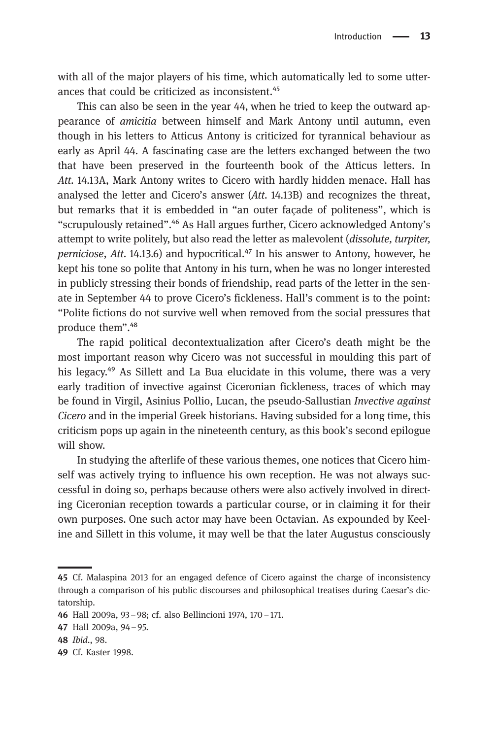with all of the major players of his time, which automatically led to some utterances that could be criticized as inconsistent.[45]

This can also be seen in the year 44, when he tried to keep the outward appearance of *amicitia* between himself and Mark Antony until autumn, even though in his letters to Atticus Antony is criticized for tyrannical behaviour as early as April 44. A fascinating case are the letters exchanged between the two that have been preserved in the fourteenth book of the Atticus letters. In *Att.* 14.13A, Mark Antony writes to Cicero with hardly hidden menace. Hall has analysed the letter and Cicero's answer (*Att.* 14.13B) and recognizes the threat, but remarks that it is embedded in "an outer façade of politeness", which is "scrupulously retained".[46] As Hall argues further, Cicero acknowledged Antony's attempt to write politely, but also read the letter as malevolent (*dissolute, turpiter, perniciose*, *Att.* 14.13.6) and hypocritical.[47] In his answer to Antony, however, he kept his tone so polite that Antony in his turn, when he was no longer interested in publicly stressing their bonds of friendship, read parts of the letter in the senate in September 44 to prove Cicero's fickleness. Hall's comment is to the point: "Polite fictions do not survive well when removed from the social pressures that produce them".[48]

The rapid political decontextualization after Cicero's death might be the most important reason why Cicero was not successful in moulding this part of his legacy.[49] As Sillett and La Bua elucidate in this volume, there was a very early tradition of invective against Ciceronian fickleness, traces of which may be found in Virgil, Asinius Pollio, Lucan, the pseudo-Sallustian *Invective against Cicero* and in the imperial Greek historians. Having subsided for a long time, this criticism pops up again in the nineteenth century, as this book's second epilogue will show.

In studying the afterlife of these various themes, one notices that Cicero himself was actively trying to influence his own reception. He was not always successful in doing so, perhaps because others were also actively involved in directing Ciceronian reception towards a particular course, or in claiming it for their own purposes. One such actor may have been Octavian. As expounded by Keeline and Sillett in this volume, it may well be that the later Augustus consciously

---

45 Cf. Malaspina 2013 for an engaged defence of Cicero against the charge of inconsistency through a comparison of his public discourses and philosophical treatises during Caesar's dictatorship.

46 Hall 2009a, 93–98; cf. also Bellincioni 1974, 170–171.

47 Hall 2009a, 94–95.

48 *Ibid.*, 98.

49 Cf. Kaster 1998.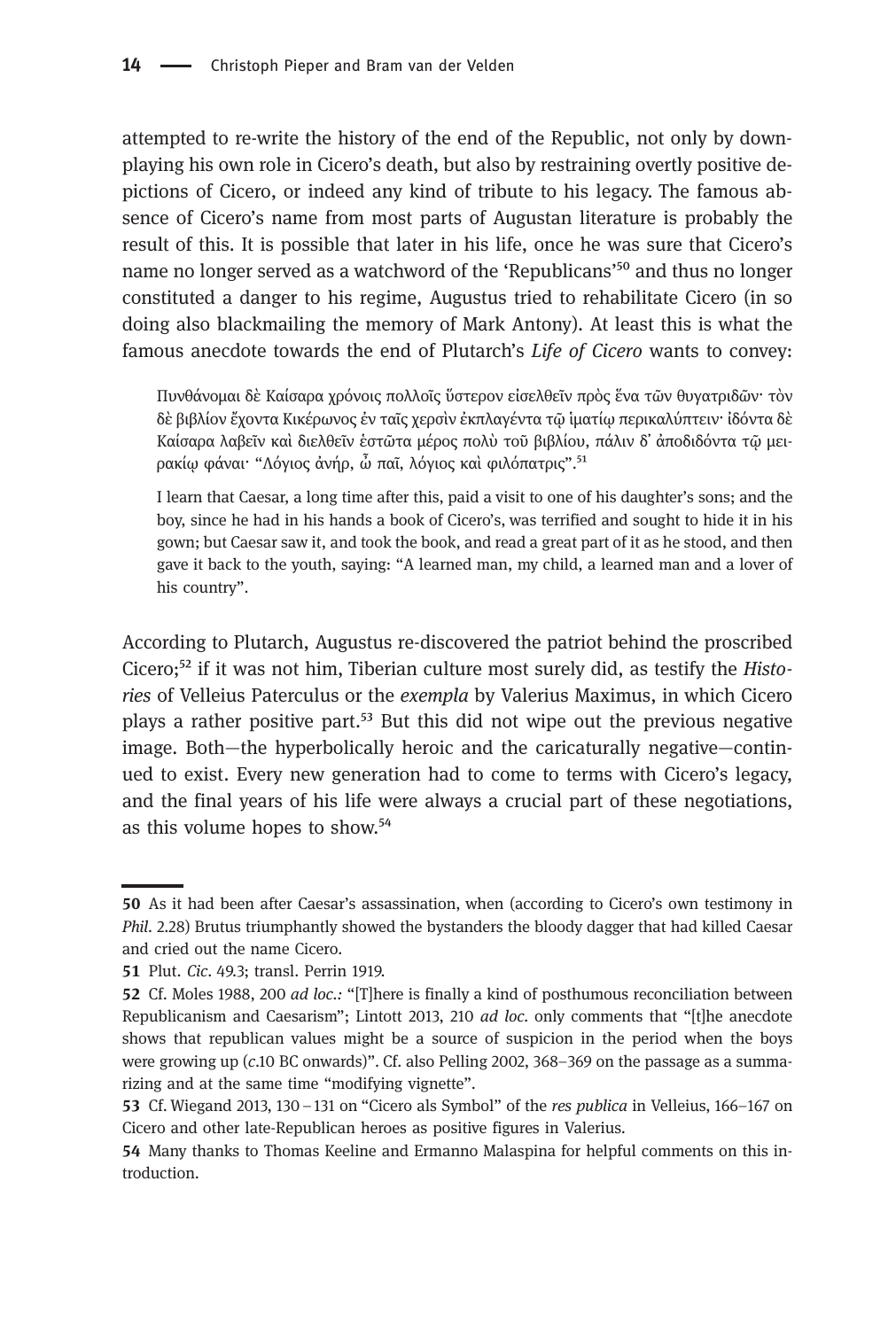attempted to re-write the history of the end of the Republic, not only by downplaying his own role in Cicero's death, but also by restraining overtly positive depictions of Cicero, or indeed any kind of tribute to his legacy. The famous absence of Cicero's name from most parts of Augustan literature is probably the result of this. It is possible that later in his life, once he was sure that Cicero's name no longer served as a watchword of the 'Republicans'[50] and thus no longer constituted a danger to his regime, Augustus tried to rehabilitate Cicero (in so doing also blackmailing the memory of Mark Antony). At least this is what the famous anecdote towards the end of Plutarch's *Life of Cicero* wants to convey:

> Πυνθάνομαι δὲ Καίσαρα χρόνοις πολλοῖς ὕστερον εἰσελθεῖν πρὸς ἕνα τῶν θυγατριδῶν· τὸν δὲ βιβλίον ἔχοντα Κικέρωνος ἐν ταῖς χερσὶν ἐκπλαγέντα τῷ ἱματίῳ περικαλύπτειν· ἰδόντα δὲ Καίσαρα λαβεῖν καὶ διελθεῖν ἑστῶτα μέρος πολὺ τοῦ βιβλίου, πάλιν δ᾽ ἀποδιδόντα τῷ μειρακίῳ φάναι· "Λόγιος ἀνήρ, ὦ παῖ, λόγιος καὶ φιλόπατρις".[51]
>
> I learn that Caesar, a long time after this, paid a visit to one of his daughter's sons; and the boy, since he had in his hands a book of Cicero's, was terrified and sought to hide it in his gown; but Caesar saw it, and took the book, and read a great part of it as he stood, and then gave it back to the youth, saying: "A learned man, my child, a learned man and a lover of his country".

According to Plutarch, Augustus re-discovered the patriot behind the proscribed Cicero;[52] if it was not him, Tiberian culture most surely did, as testify the *Histories* of Velleius Paterculus or the *exempla* by Valerius Maximus, in which Cicero plays a rather positive part.[53] But this did not wipe out the previous negative image. Both—the hyperbolically heroic and the caricaturally negative—continued to exist. Every new generation had to come to terms with Cicero's legacy, and the final years of his life were always a crucial part of these negotiations, as this volume hopes to show.[54]

---

**50** As it had been after Caesar's assassination, when (according to Cicero's own testimony in *Phil.* 2.28) Brutus triumphantly showed the bystanders the bloody dagger that had killed Caesar and cried out the name Cicero.

**51** Plut. *Cic.* 49.3; transl. Perrin 1919.

**52** Cf. Moles 1988, 200 *ad loc.*: "[T]here is finally a kind of posthumous reconciliation between Republicanism and Caesarism"; Lintott 2013, 210 *ad loc.* only comments that "[t]he anecdote shows that republican values might be a source of suspicion in the period when the boys were growing up (*c.*10 BC onwards)". Cf. also Pelling 2002, 368–369 on the passage as a summarizing and at the same time "modifying vignette".

**53** Cf. Wiegand 2013, 130 – 131 on "Cicero als Symbol" of the *res publica* in Velleius, 166–167 on Cicero and other late-Republican heroes as positive figures in Valerius.

**54** Many thanks to Thomas Keeline and Ermanno Malaspina for helpful comments on this introduction.